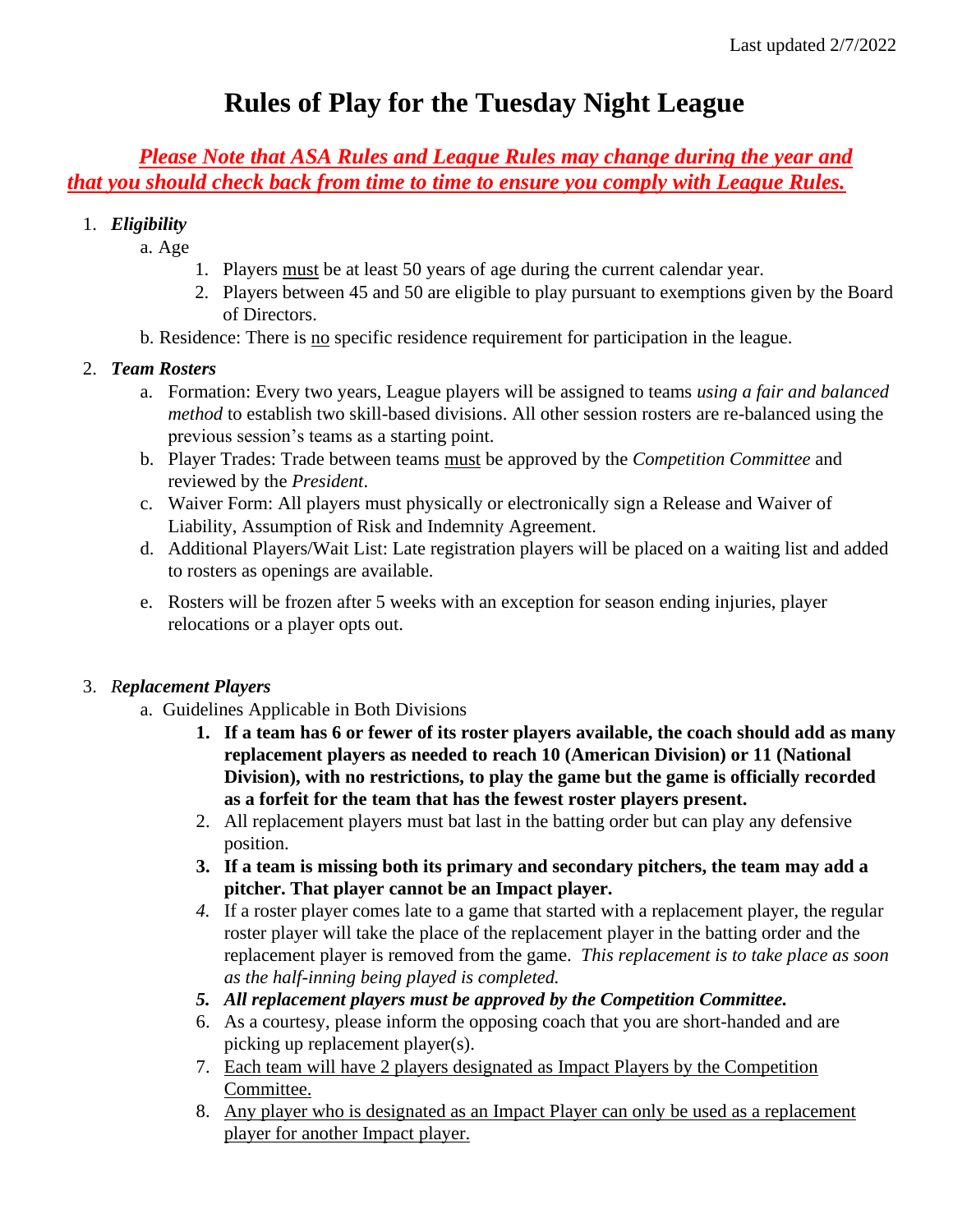Last updated 2/7/2022

# Rules of Play for the Tuesday Night League

***Please Note that ASA Rules and League Rules may change during the year and that you should check back from time to time to ensure you comply with League Rules.***

1. ***Eligibility***
   a. Age
      1. Players must be at least 50 years of age during the current calendar year.
      2. Players between 45 and 50 are eligible to play pursuant to exemptions given by the Board of Directors.

   b. Residence: There is no specific residence requirement for participation in the league.

2. ***Team Rosters***
   a. Formation: Every two years, League players will be assigned to teams *using a fair and balanced method* to establish two skill-based divisions. All other session rosters are re-balanced using the previous session's teams as a starting point.
   b. Player Trades: Trade between teams must be approved by the *Competition Committee* and reviewed by the *President*.
   c. Waiver Form: All players must physically or electronically sign a Release and Waiver of Liability, Assumption of Risk and Indemnity Agreement.
   d. Additional Players/Wait List: Late registration players will be placed on a waiting list and added to rosters as openings are available.
   e. Rosters will be frozen after 5 weeks with an exception for season ending injuries, player relocations or a player opts out.

3. ***Replacement Players***
   a. Guidelines Applicable in Both Divisions
      1. **If a team has 6 or fewer of its roster players available, the coach should add as many replacement players as needed to reach 10 (American Division) or 11 (National Division), with no restrictions, to play the game but the game is officially recorded as a forfeit for the team that has the fewest roster players present.**
      2. All replacement players must bat last in the batting order but can play any defensive position.
      3. **If a team is missing both its primary and secondary pitchers, the team may add a pitcher. That player cannot be an Impact player.**
      4. If a roster player comes late to a game that started with a replacement player, the regular roster player will take the place of the replacement player in the batting order and the replacement player is removed from the game. *This replacement is to take place as soon as the half-inning being played is completed.*
      5. ***All replacement players must be approved by the Competition Committee.***
      6. As a courtesy, please inform the opposing coach that you are short-handed and are picking up replacement player(s).
      7. Each team will have 2 players designated as Impact Players by the Competition Committee.
      8. Any player who is designated as an Impact Player can only be used as a replacement player for another Impact player.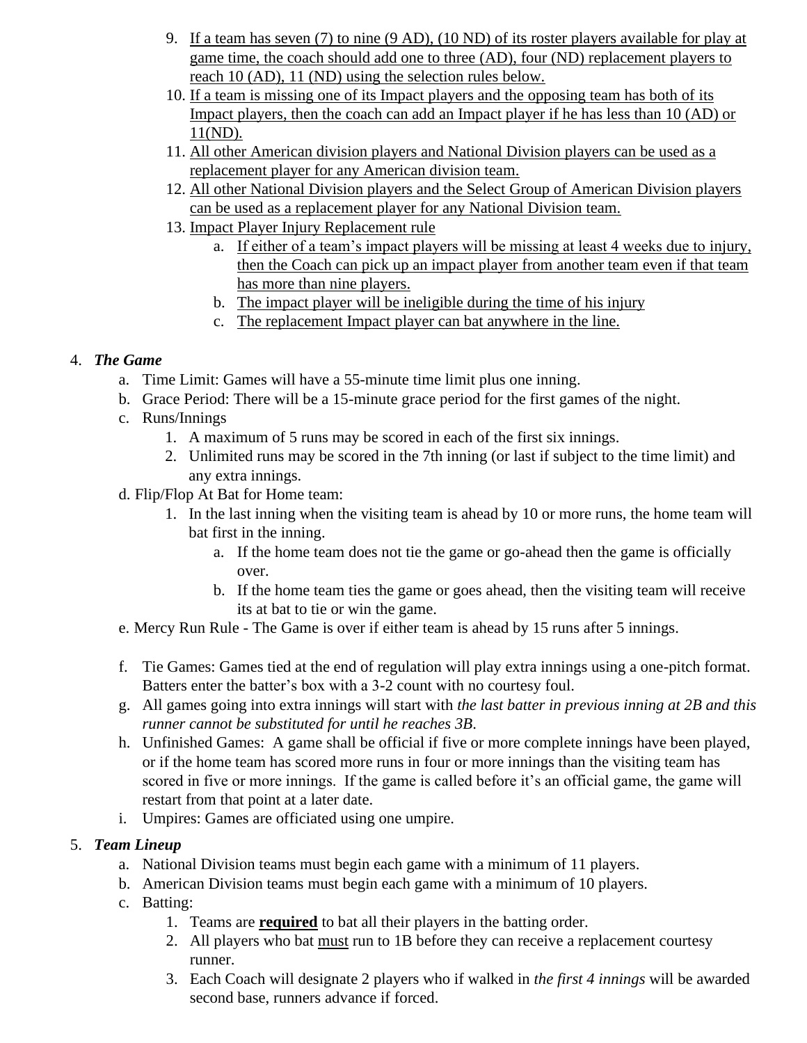9. <u>If a team has seven (7) to nine (9 AD), (10 ND) of its roster players available for play at game time, the coach should add one to three (AD), four (ND) replacement players to reach 10 (AD), 11 (ND) using the selection rules below.</u>
10. <u>If a team is missing one of its Impact players and the opposing team has both of its Impact players, then the coach can add an Impact player if he has less than 10 (AD) or 11(ND).</u>
11. <u>All other American division players and National Division players can be used as a replacement player for any American division team.</u>
12. <u>All other National Division players and the Select Group of American Division players can be used as a replacement player for any National Division team.</u>
13. <u>Impact Player Injury Replacement rule</u>
    a. <u>If either of a team's impact players will be missing at least 4 weeks due to injury, then the Coach can pick up an impact player from another team even if that team has more than nine players.</u>
    b. <u>The impact player will be ineligible during the time of his injury</u>
    c. <u>The replacement Impact player can bat anywhere in the line.</u>

4. ***The Game***
   a. Time Limit: Games will have a 55-minute time limit plus one inning.
   b. Grace Period: There will be a 15-minute grace period for the first games of the night.
   c. Runs/Innings
      1. A maximum of 5 runs may be scored in each of the first six innings.
      2. Unlimited runs may be scored in the 7th inning (or last if subject to the time limit) and any extra innings.

   d. Flip/Flop At Bat for Home team:
      1. In the last inning when the visiting team is ahead by 10 or more runs, the home team will bat first in the inning.
         a. If the home team does not tie the game or go-ahead then the game is officially over.
         b. If the home team ties the game or goes ahead, then the visiting team will receive its at bat to tie or win the game.

   e. Mercy Run Rule - The Game is over if either team is ahead by 15 runs after 5 innings.

   f. Tie Games: Games tied at the end of regulation will play extra innings using a one-pitch format. Batters enter the batter's box with a 3-2 count with no courtesy foul.
   g. All games going into extra innings will start with *the last batter in previous inning at 2B and this runner cannot be substituted for until he reaches 3B.*
   h. Unfinished Games: A game shall be official if five or more complete innings have been played, or if the home team has scored more runs in four or more innings than the visiting team has scored in five or more innings. If the game is called before it's an official game, the game will restart from that point at a later date.
   i. Umpires: Games are officiated using one umpire.

5. ***Team Lineup***
   a. National Division teams must begin each game with a minimum of 11 players.
   b. American Division teams must begin each game with a minimum of 10 players.
   c. Batting:
      1. Teams are <u>**required**</u> to bat all their players in the batting order.
      2. All players who bat <u>must</u> run to 1B before they can receive a replacement courtesy runner.
      3. Each Coach will designate 2 players who if walked in *the first 4 innings* will be awarded second base, runners advance if forced.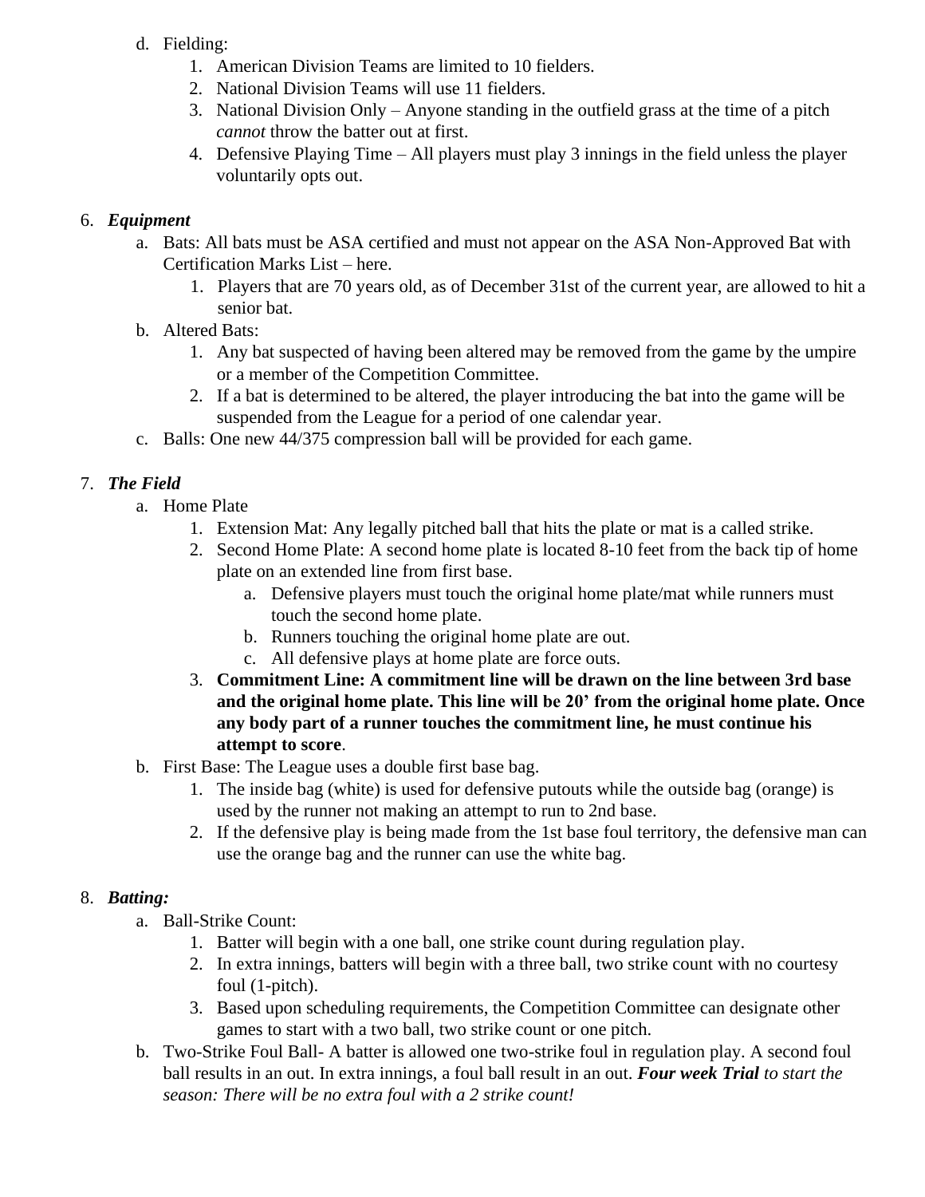d. Fielding:
   1. American Division Teams are limited to 10 fielders.
   2. National Division Teams will use 11 fielders.
   3. National Division Only – Anyone standing in the outfield grass at the time of a pitch *cannot* throw the batter out at first.
   4. Defensive Playing Time – All players must play 3 innings in the field unless the player voluntarily opts out.

6. ***Equipment***
   a. Bats: All bats must be ASA certified and must not appear on the ASA Non-Approved Bat with Certification Marks List – here.
      1. Players that are 70 years old, as of December 31st of the current year, are allowed to hit a senior bat.
   b. Altered Bats:
      1. Any bat suspected of having been altered may be removed from the game by the umpire or a member of the Competition Committee.
      2. If a bat is determined to be altered, the player introducing the bat into the game will be suspended from the League for a period of one calendar year.
   c. Balls: One new 44/375 compression ball will be provided for each game.

7. ***The Field***
   a. Home Plate
      1. Extension Mat: Any legally pitched ball that hits the plate or mat is a called strike.
      2. Second Home Plate: A second home plate is located 8-10 feet from the back tip of home plate on an extended line from first base.
         a. Defensive players must touch the original home plate/mat while runners must touch the second home plate.
         b. Runners touching the original home plate are out.
         c. All defensive plays at home plate are force outs.
      3. **Commitment Line: A commitment line will be drawn on the line between 3rd base and the original home plate. This line will be 20' from the original home plate. Once any body part of a runner touches the commitment line, he must continue his attempt to score**.
   b. First Base: The League uses a double first base bag.
      1. The inside bag (white) is used for defensive putouts while the outside bag (orange) is used by the runner not making an attempt to run to 2nd base.
      2. If the defensive play is being made from the 1st base foul territory, the defensive man can use the orange bag and the runner can use the white bag.

8. ***Batting:***
   a. Ball-Strike Count:
      1. Batter will begin with a one ball, one strike count during regulation play.
      2. In extra innings, batters will begin with a three ball, two strike count with no courtesy foul (1-pitch).
      3. Based upon scheduling requirements, the Competition Committee can designate other games to start with a two ball, two strike count or one pitch.
   b. Two-Strike Foul Ball- A batter is allowed one two-strike foul in regulation play. A second foul ball results in an out. In extra innings, a foul ball result in an out. ***Four week Trial*** *to start the season: There will be no extra foul with a 2 strike count!*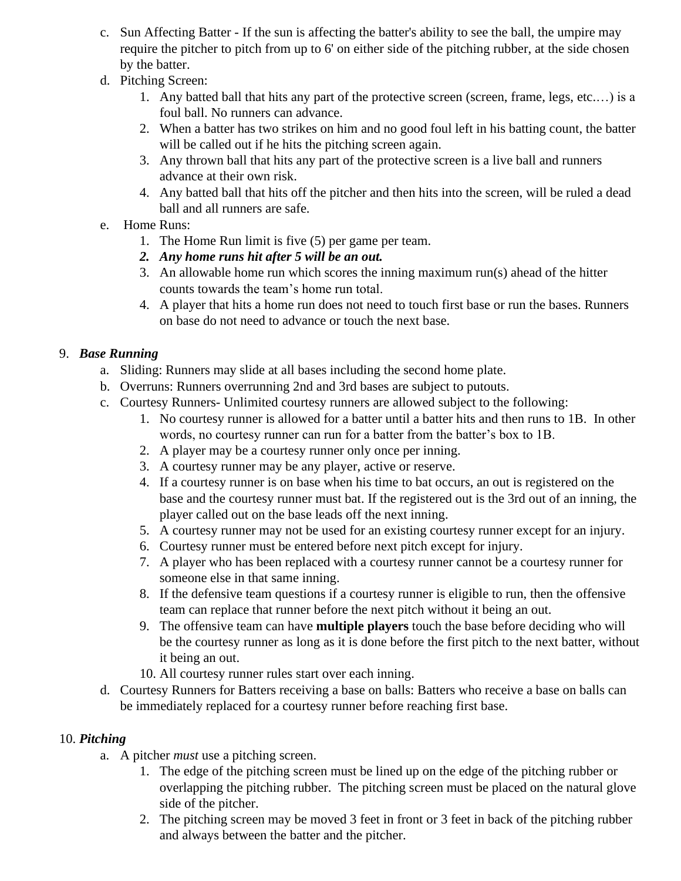c. Sun Affecting Batter - If the sun is affecting the batter's ability to see the ball, the umpire may require the pitcher to pitch from up to 6' on either side of the pitching rubber, at the side chosen by the batter.

d. Pitching Screen:
   1. Any batted ball that hits any part of the protective screen (screen, frame, legs, etc.…) is a foul ball. No runners can advance.
   2. When a batter has two strikes on him and no good foul left in his batting count, the batter will be called out if he hits the pitching screen again.
   3. Any thrown ball that hits any part of the protective screen is a live ball and runners advance at their own risk.
   4. Any batted ball that hits off the pitcher and then hits into the screen, will be ruled a dead ball and all runners are safe.

e. Home Runs:
   1. The Home Run limit is five (5) per game per team.
   2. ***Any home runs hit after 5 will be an out.***
   3. An allowable home run which scores the inning maximum run(s) ahead of the hitter counts towards the team's home run total.
   4. A player that hits a home run does not need to touch first base or run the bases. Runners on base do not need to advance or touch the next base.

9. ***Base Running***
   a. Sliding: Runners may slide at all bases including the second home plate.
   b. Overruns: Runners overrunning 2nd and 3rd bases are subject to putouts.
   c. Courtesy Runners- Unlimited courtesy runners are allowed subject to the following:
      1. No courtesy runner is allowed for a batter until a batter hits and then runs to 1B. In other words, no courtesy runner can run for a batter from the batter's box to 1B.
      2. A player may be a courtesy runner only once per inning.
      3. A courtesy runner may be any player, active or reserve.
      4. If a courtesy runner is on base when his time to bat occurs, an out is registered on the base and the courtesy runner must bat. If the registered out is the 3rd out of an inning, the player called out on the base leads off the next inning.
      5. A courtesy runner may not be used for an existing courtesy runner except for an injury.
      6. Courtesy runner must be entered before next pitch except for injury.
      7. A player who has been replaced with a courtesy runner cannot be a courtesy runner for someone else in that same inning.
      8. If the defensive team questions if a courtesy runner is eligible to run, then the offensive team can replace that runner before the next pitch without it being an out.
      9. The offensive team can have **multiple players** touch the base before deciding who will be the courtesy runner as long as it is done before the first pitch to the next batter, without it being an out.
      10. All courtesy runner rules start over each inning.
   d. Courtesy Runners for Batters receiving a base on balls: Batters who receive a base on balls can be immediately replaced for a courtesy runner before reaching first base.

10. ***Pitching***
   a. A pitcher *must* use a pitching screen.
      1. The edge of the pitching screen must be lined up on the edge of the pitching rubber or overlapping the pitching rubber. The pitching screen must be placed on the natural glove side of the pitcher.
      2. The pitching screen may be moved 3 feet in front or 3 feet in back of the pitching rubber and always between the batter and the pitcher.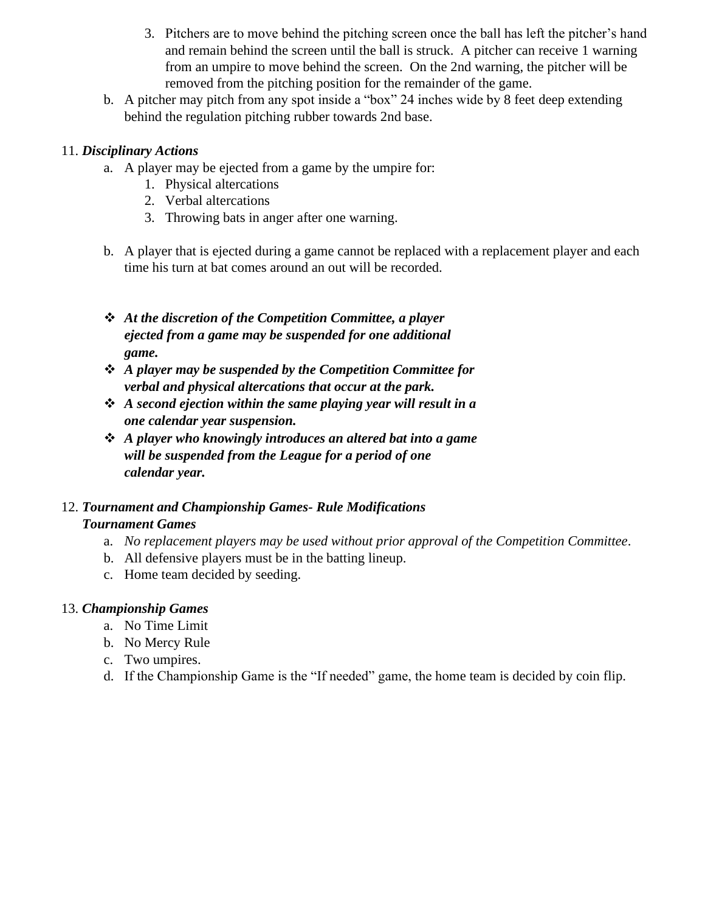3. Pitchers are to move behind the pitching screen once the ball has left the pitcher's hand and remain behind the screen until the ball is struck. A pitcher can receive 1 warning from an umpire to move behind the screen. On the 2nd warning, the pitcher will be removed from the pitching position for the remainder of the game.

b. A pitcher may pitch from any spot inside a "box" 24 inches wide by 8 feet deep extending behind the regulation pitching rubber towards 2nd base.

11. ***Disciplinary Actions***
    a. A player may be ejected from a game by the umpire for:
        1. Physical altercations
        2. Verbal altercations
        3. Throwing bats in anger after one warning.

    b. A player that is ejected during a game cannot be replaced with a replacement player and each time his turn at bat comes around an out will be recorded.

- ***At the discretion of the Competition Committee, a player ejected from a game may be suspended for one additional game.***
- ***A player may be suspended by the Competition Committee for verbal and physical altercations that occur at the park.***
- ***A second ejection within the same playing year will result in a one calendar year suspension.***
- ***A player who knowingly introduces an altered bat into a game will be suspended from the League for a period of one calendar year.***

12. ***Tournament and Championship Games- Rule Modifications***
    ***Tournament Games***
    a. *No replacement players may be used without prior approval of the Competition Committee*.
    b. All defensive players must be in the batting lineup.
    c. Home team decided by seeding.

13. ***Championship Games***
    a. No Time Limit
    b. No Mercy Rule
    c. Two umpires.
    d. If the Championship Game is the "If needed" game, the home team is decided by coin flip.